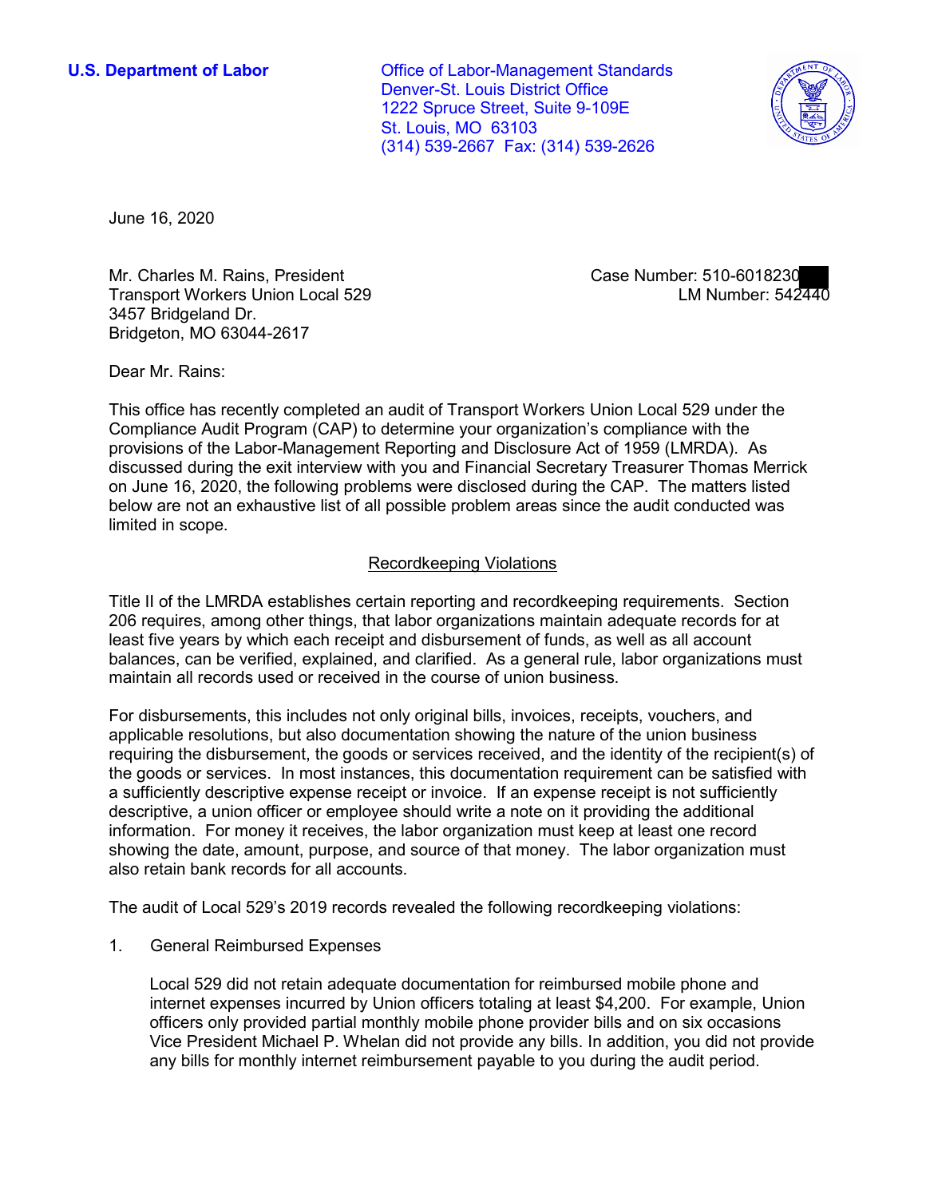**U.S. Department of Labor**

Office of Labor-Management Standards
Denver-St. Louis District Office
1222 Spruce Street, Suite 9-109E
St. Louis, MO 63103
(314) 539-2667 Fax: (314) 539-2626

June 16, 2020

Mr. Charles M. Rains, President
Transport Workers Union Local 529
3457 Bridgeland Dr.
Bridgeton, MO 63044-2617

Case Number: 510-6018230
LM Number: 542440

Dear Mr. Rains:

This office has recently completed an audit of Transport Workers Union Local 529 under the Compliance Audit Program (CAP) to determine your organization's compliance with the provisions of the Labor-Management Reporting and Disclosure Act of 1959 (LMRDA). As discussed during the exit interview with you and Financial Secretary Treasurer Thomas Merrick on June 16, 2020, the following problems were disclosed during the CAP. The matters listed below are not an exhaustive list of all possible problem areas since the audit conducted was limited in scope.

## Recordkeeping Violations

Title II of the LMRDA establishes certain reporting and recordkeeping requirements. Section 206 requires, among other things, that labor organizations maintain adequate records for at least five years by which each receipt and disbursement of funds, as well as all account balances, can be verified, explained, and clarified. As a general rule, labor organizations must maintain all records used or received in the course of union business.

For disbursements, this includes not only original bills, invoices, receipts, vouchers, and applicable resolutions, but also documentation showing the nature of the union business requiring the disbursement, the goods or services received, and the identity of the recipient(s) of the goods or services. In most instances, this documentation requirement can be satisfied with a sufficiently descriptive expense receipt or invoice. If an expense receipt is not sufficiently descriptive, a union officer or employee should write a note on it providing the additional information. For money it receives, the labor organization must keep at least one record showing the date, amount, purpose, and source of that money. The labor organization must also retain bank records for all accounts.

The audit of Local 529's 2019 records revealed the following recordkeeping violations:

1. General Reimbursed Expenses

   Local 529 did not retain adequate documentation for reimbursed mobile phone and internet expenses incurred by Union officers totaling at least $4,200. For example, Union officers only provided partial monthly mobile phone provider bills and on six occasions Vice President Michael P. Whelan did not provide any bills. In addition, you did not provide any bills for monthly internet reimbursement payable to you during the audit period.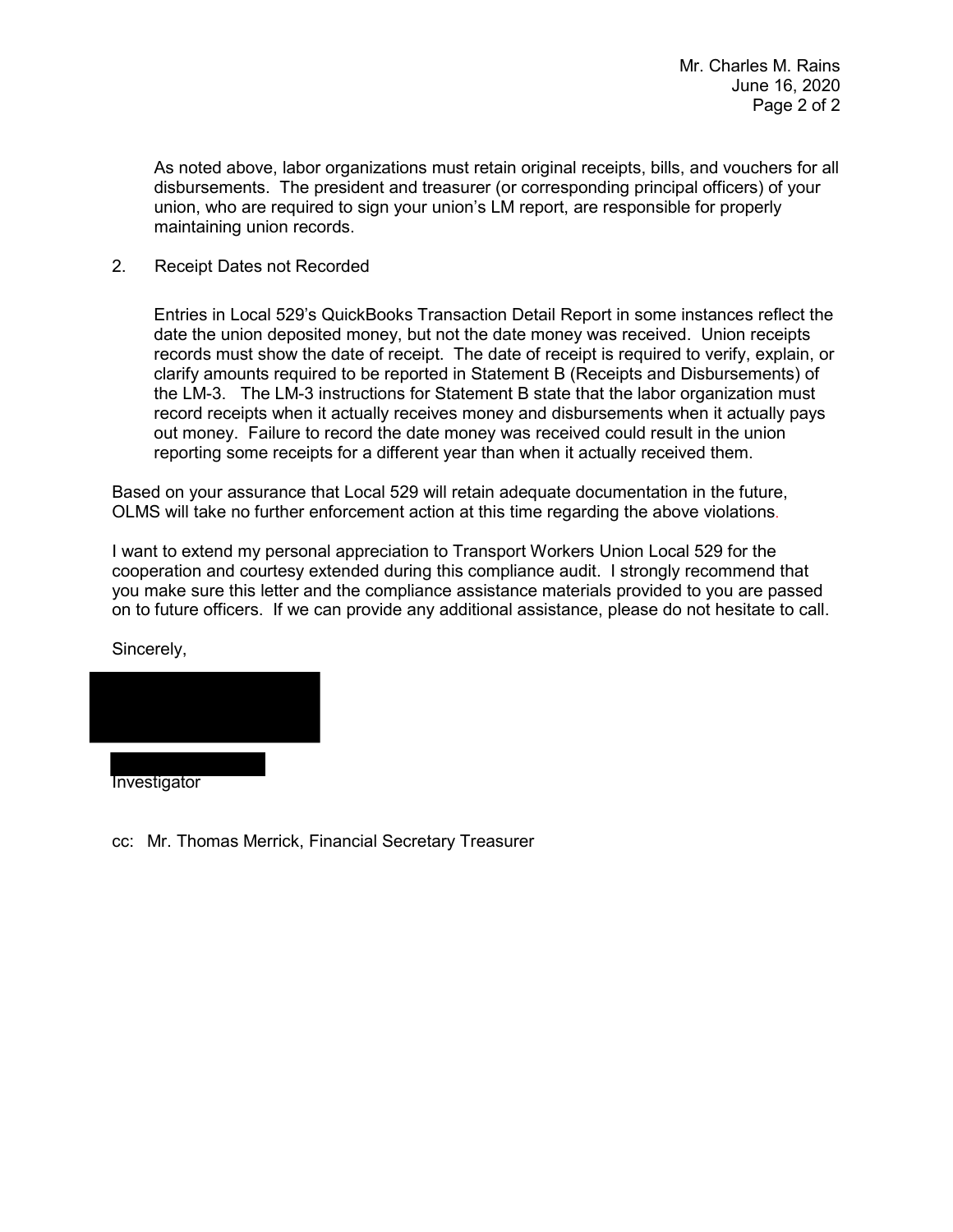As noted above, labor organizations must retain original receipts, bills, and vouchers for all disbursements. The president and treasurer (or corresponding principal officers) of your union, who are required to sign your union's LM report, are responsible for properly maintaining union records.

2. Receipt Dates not Recorded

   Entries in Local 529's QuickBooks Transaction Detail Report in some instances reflect the date the union deposited money, but not the date money was received. Union receipts records must show the date of receipt. The date of receipt is required to verify, explain, or clarify amounts required to be reported in Statement B (Receipts and Disbursements) of the LM-3. The LM-3 instructions for Statement B state that the labor organization must record receipts when it actually receives money and disbursements when it actually pays out money. Failure to record the date money was received could result in the union reporting some receipts for a different year than when it actually received them.

Based on your assurance that Local 529 will retain adequate documentation in the future, OLMS will take no further enforcement action at this time regarding the above violations.

I want to extend my personal appreciation to Transport Workers Union Local 529 for the cooperation and courtesy extended during this compliance audit. I strongly recommend that you make sure this letter and the compliance assistance materials provided to you are passed on to future officers. If we can provide any additional assistance, please do not hesitate to call.

Sincerely,

Investigator

cc: Mr. Thomas Merrick, Financial Secretary Treasurer